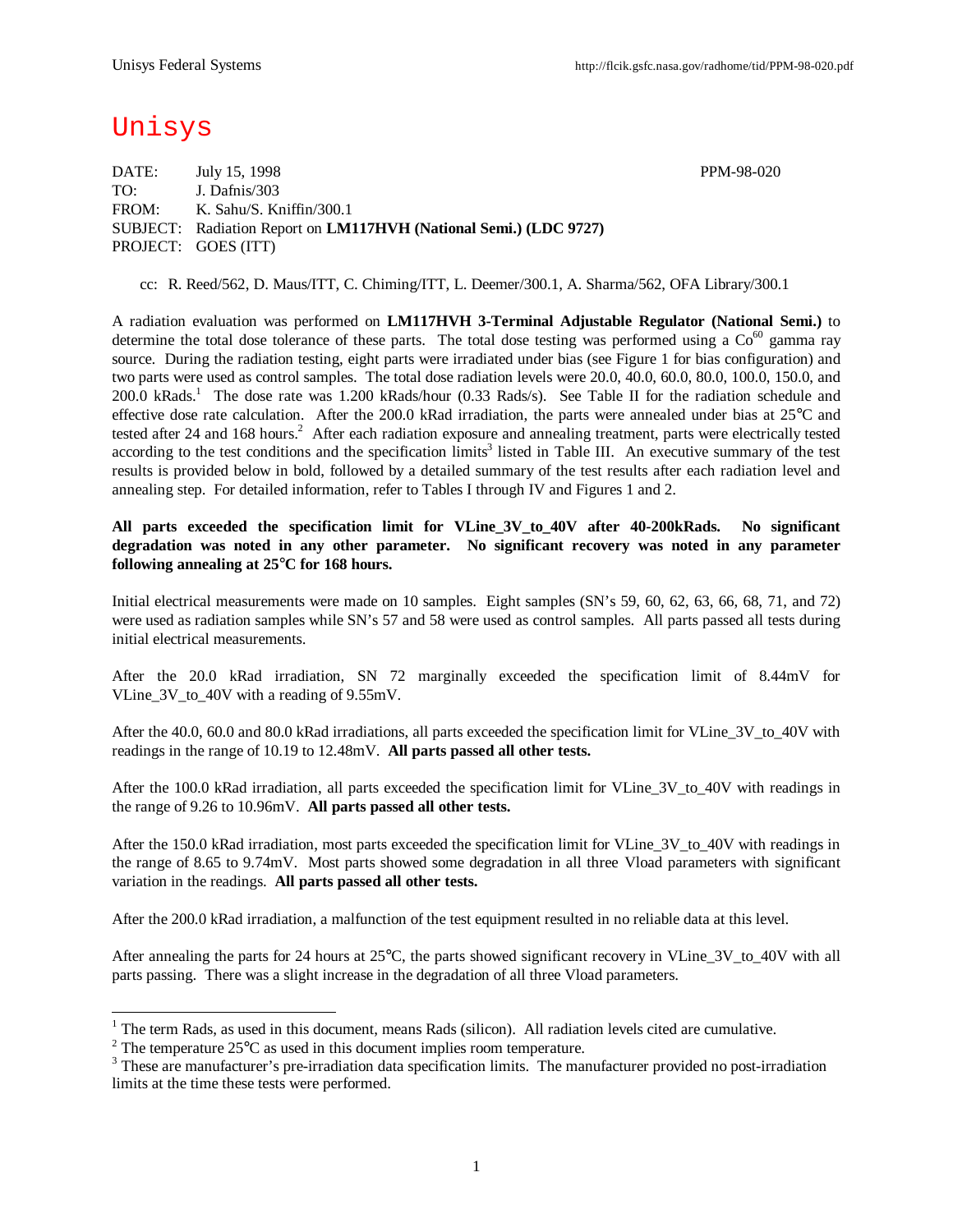Unisys Federal Systems http://flcik.gsfc.nasa.gov/radhome/tid/PPM-98-020.pdf

# Unisys

DATE: July 15, 1998 PPM-98-020
TO: J. Dafnis/303
FROM: K. Sahu/S. Kniffin/300.1
SUBJECT: Radiation Report on **LM117HVH (National Semi.) (LDC 9727)**
PROJECT: GOES (ITT)

cc: R. Reed/562, D. Maus/ITT, C. Chiming/ITT, L. Deemer/300.1, A. Sharma/562, OFA Library/300.1

A radiation evaluation was performed on **LM117HVH 3-Terminal Adjustable Regulator (National Semi.)** to determine the total dose tolerance of these parts. The total dose testing was performed using a $Co^{60}$ gamma ray source. During the radiation testing, eight parts were irradiated under bias (see Figure 1 for bias configuration) and two parts were used as control samples. The total dose radiation levels were 20.0, 40.0, 60.0, 80.0, 100.0, 150.0, and 200.0 kRads.[1] The dose rate was 1.200 kRads/hour (0.33 Rads/s). See Table II for the radiation schedule and effective dose rate calculation. After the 200.0 kRad irradiation, the parts were annealed under bias at 25°C and tested after 24 and 168 hours.[2] After each radiation exposure and annealing treatment, parts were electrically tested according to the test conditions and the specification limits[3] listed in Table III. An executive summary of the test results is provided below in bold, followed by a detailed summary of the test results after each radiation level and annealing step. For detailed information, refer to Tables I through IV and Figures 1 and 2.

**All parts exceeded the specification limit for VLine_3V_to_40V after 40-200kRads. No significant degradation was noted in any other parameter. No significant recovery was noted in any parameter following annealing at 25°C for 168 hours.**

Initial electrical measurements were made on 10 samples. Eight samples (SN's 59, 60, 62, 63, 66, 68, 71, and 72) were used as radiation samples while SN's 57 and 58 were used as control samples. All parts passed all tests during initial electrical measurements.

After the 20.0 kRad irradiation, SN 72 marginally exceeded the specification limit of 8.44mV for VLine_3V_to_40V with a reading of 9.55mV.

After the 40.0, 60.0 and 80.0 kRad irradiations, all parts exceeded the specification limit for VLine_3V_to_40V with readings in the range of 10.19 to 12.48mV. **All parts passed all other tests.**

After the 100.0 kRad irradiation, all parts exceeded the specification limit for VLine_3V_to_40V with readings in the range of 9.26 to 10.96mV. **All parts passed all other tests.**

After the 150.0 kRad irradiation, most parts exceeded the specification limit for VLine_3V_to_40V with readings in the range of 8.65 to 9.74mV. Most parts showed some degradation in all three Vload parameters with significant variation in the readings. **All parts passed all other tests.**

After the 200.0 kRad irradiation, a malfunction of the test equipment resulted in no reliable data at this level.

After annealing the parts for 24 hours at 25°C, the parts showed significant recovery in VLine_3V_to_40V with all parts passing. There was a slight increase in the degradation of all three Vload parameters.

---

[1] The term Rads, as used in this document, means Rads (silicon). All radiation levels cited are cumulative.

[2] The temperature 25°C as used in this document implies room temperature.

[3] These are manufacturer's pre-irradiation data specification limits. The manufacturer provided no post-irradiation limits at the time these tests were performed.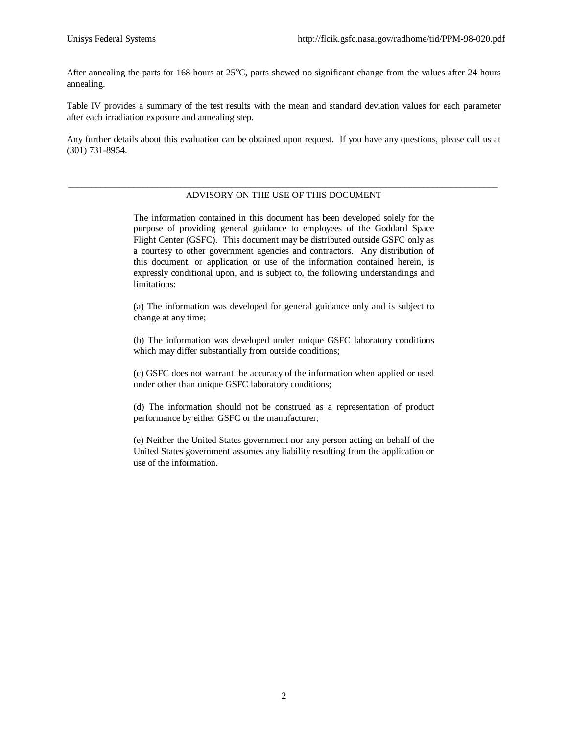After annealing the parts for 168 hours at 25°C, parts showed no significant change from the values after 24 hours annealing.

Table IV provides a summary of the test results with the mean and standard deviation values for each parameter after each irradiation exposure and annealing step.

Any further details about this evaluation can be obtained upon request. If you have any questions, please call us at (301) 731-8954.

---

ADVISORY ON THE USE OF THIS DOCUMENT

The information contained in this document has been developed solely for the purpose of providing general guidance to employees of the Goddard Space Flight Center (GSFC). This document may be distributed outside GSFC only as a courtesy to other government agencies and contractors. Any distribution of this document, or application or use of the information contained herein, is expressly conditional upon, and is subject to, the following understandings and limitations:

(a) The information was developed for general guidance only and is subject to change at any time;

(b) The information was developed under unique GSFC laboratory conditions which may differ substantially from outside conditions;

(c) GSFC does not warrant the accuracy of the information when applied or used under other than unique GSFC laboratory conditions;

(d) The information should not be construed as a representation of product performance by either GSFC or the manufacturer;

(e) Neither the United States government nor any person acting on behalf of the United States government assumes any liability resulting from the application or use of the information.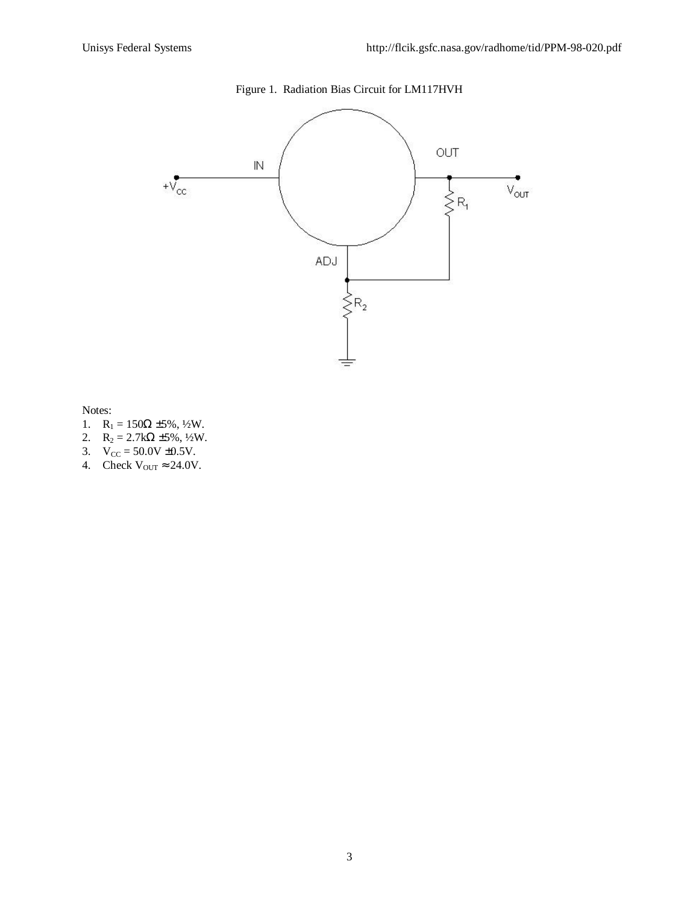Figure 1. Radiation Bias Circuit for LM117HVH

Notes:

1. $R_1$ = 150Ω ±5%, ½W.
2. $R_2$ = 2.7kΩ ±5%, ½W.
3. $V_{CC}$ = 50.0V ±0.5V.
4. Check $V_{OUT} \approx 24.0V$.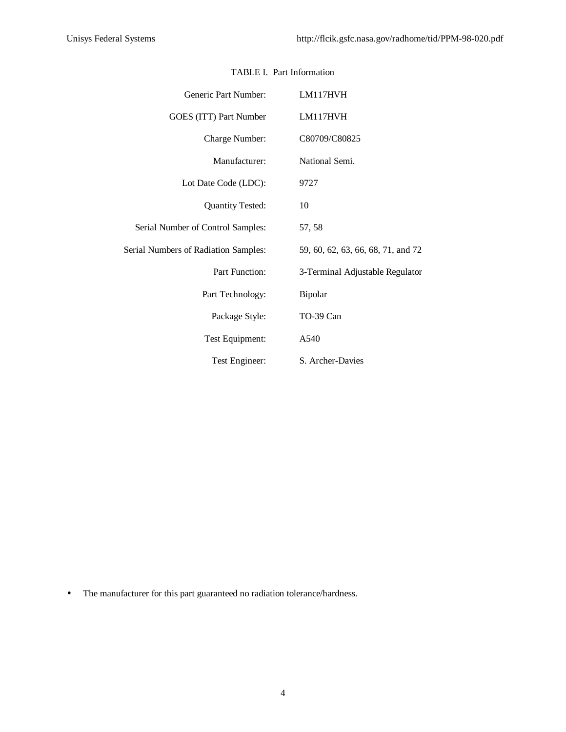TABLE I. Part Information

| | |
|---|---|
| Generic Part Number: | LM117HVH |
| GOES (ITT) Part Number | LM117HVH |
| Charge Number: | C80709/C80825 |
| Manufacturer: | National Semi. |
| Lot Date Code (LDC): | 9727 |
| Quantity Tested: | 10 |
| Serial Number of Control Samples: | 57, 58 |
| Serial Numbers of Radiation Samples: | 59, 60, 62, 63, 66, 68, 71, and 72 |
| Part Function: | 3-Terminal Adjustable Regulator |
| Part Technology: | Bipolar |
| Package Style: | TO-39 Can |
| Test Equipment: | A540 |
| Test Engineer: | S. Archer-Davies |

- The manufacturer for this part guaranteed no radiation tolerance/hardness.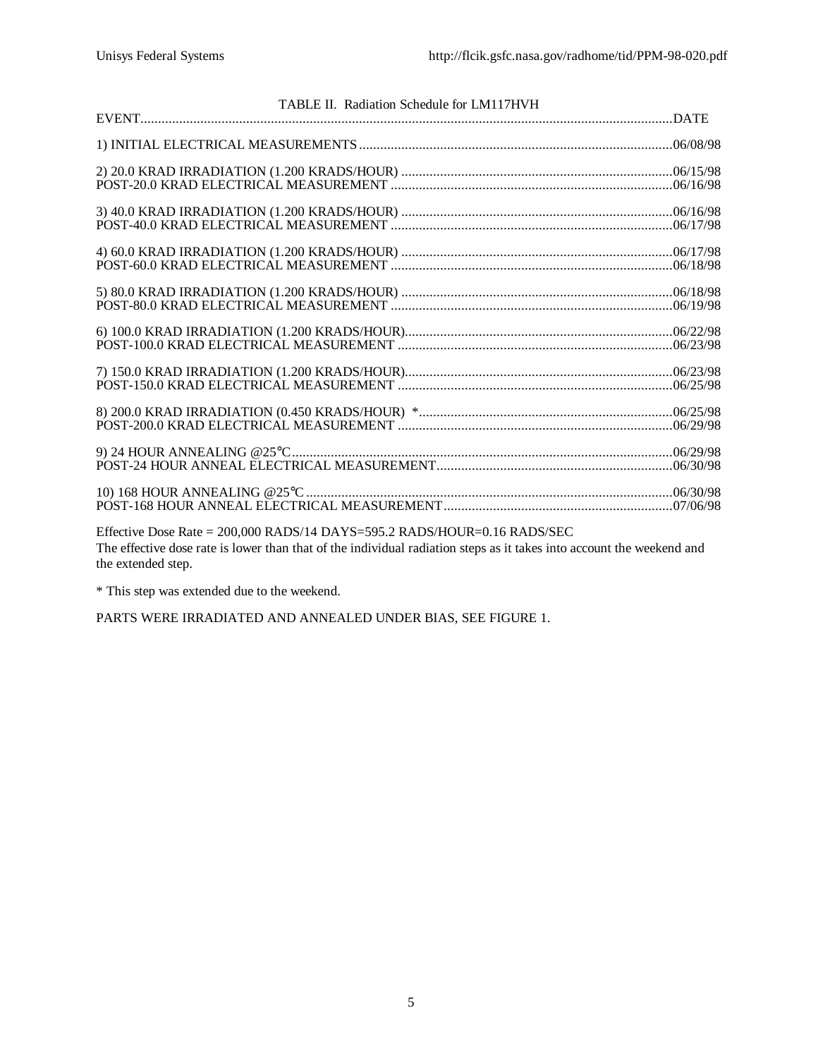TABLE II. Radiation Schedule for LM117HVH

| EVENT | DATE |
|---|---|
| 1) INITIAL ELECTRICAL MEASUREMENTS | 06/08/98 |
| 2) 20.0 KRAD IRRADIATION (1.200 KRADS/HOUR) | 06/15/98 |
| POST-20.0 KRAD ELECTRICAL MEASUREMENT | 06/16/98 |
| 3) 40.0 KRAD IRRADIATION (1.200 KRADS/HOUR) | 06/16/98 |
| POST-40.0 KRAD ELECTRICAL MEASUREMENT | 06/17/98 |
| 4) 60.0 KRAD IRRADIATION (1.200 KRADS/HOUR) | 06/17/98 |
| POST-60.0 KRAD ELECTRICAL MEASUREMENT | 06/18/98 |
| 5) 80.0 KRAD IRRADIATION (1.200 KRADS/HOUR) | 06/18/98 |
| POST-80.0 KRAD ELECTRICAL MEASUREMENT | 06/19/98 |
| 6) 100.0 KRAD IRRADIATION (1.200 KRADS/HOUR) | 06/22/98 |
| POST-100.0 KRAD ELECTRICAL MEASUREMENT | 06/23/98 |
| 7) 150.0 KRAD IRRADIATION (1.200 KRADS/HOUR) | 06/23/98 |
| POST-150.0 KRAD ELECTRICAL MEASUREMENT | 06/25/98 |
| 8) 200.0 KRAD IRRADIATION (0.450 KRADS/HOUR) * | 06/25/98 |
| POST-200.0 KRAD ELECTRICAL MEASUREMENT | 06/29/98 |
| 9) 24 HOUR ANNEALING @25°C | 06/29/98 |
| POST-24 HOUR ANNEAL ELECTRICAL MEASUREMENT | 06/30/98 |
| 10) 168 HOUR ANNEALING @25°C | 06/30/98 |
| POST-168 HOUR ANNEAL ELECTRICAL MEASUREMENT | 07/06/98 |

Effective Dose Rate = 200,000 RADS/14 DAYS=595.2 RADS/HOUR=0.16 RADS/SEC
The effective dose rate is lower than that of the individual radiation steps as it takes into account the weekend and the extended step.

* This step was extended due to the weekend.

PARTS WERE IRRADIATED AND ANNEALED UNDER BIAS, SEE FIGURE 1.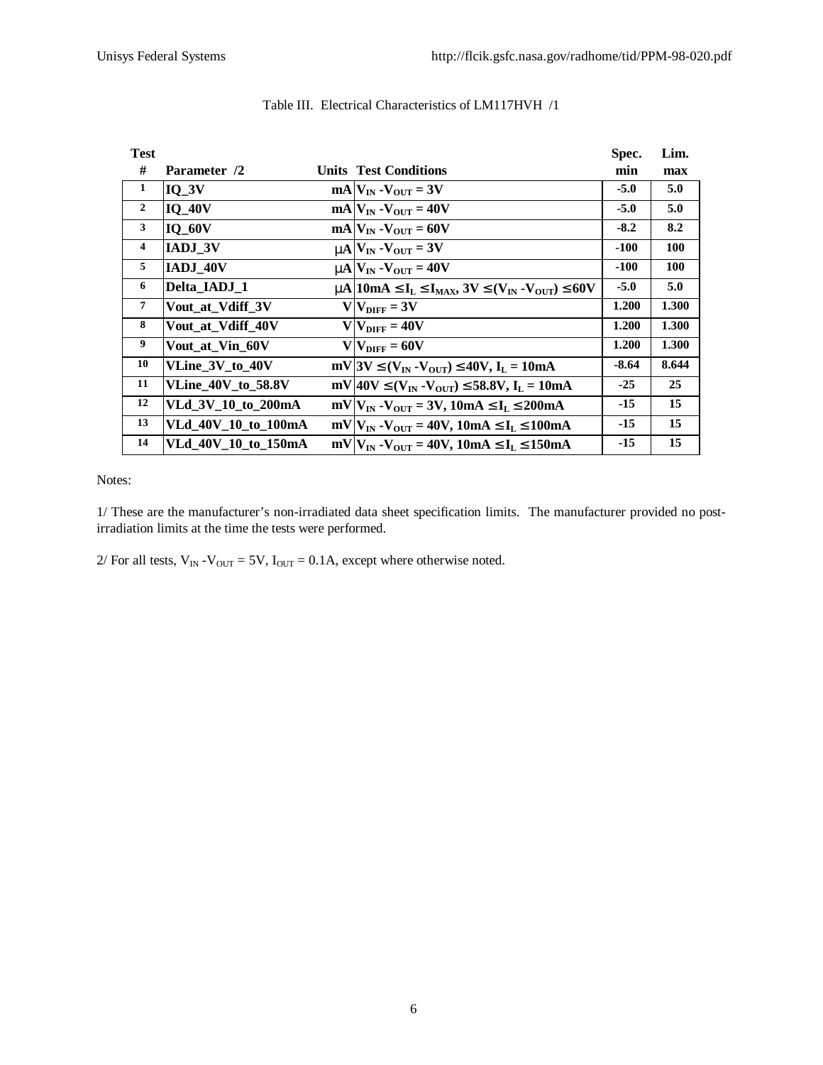Table III. Electrical Characteristics of LM117HVH /1

| Test # | Parameter /2 | Units | Test Conditions | Spec. min | Lim. max |
|---|---|---|---|---|---|
| 1 | IQ_3V | mA | $V_{IN} - V_{OUT} = 3V$ | -5.0 | 5.0 |
| 2 | IQ_40V | mA | $V_{IN} - V_{OUT} = 40V$ | -5.0 | 5.0 |
| 3 | IQ_60V | mA | $V_{IN} - V_{OUT} = 60V$ | -8.2 | 8.2 |
| 4 | IADJ_3V | μA | $V_{IN} - V_{OUT} = 3V$ | -100 | 100 |
| 5 | IADJ_40V | μA | $V_{IN} - V_{OUT} = 40V$ | -100 | 100 |
| 6 | Delta_IADJ_1 | μA | $10mA \leq I_L \leq I_{MAX}$, $3V \leq (V_{IN} - V_{OUT}) \leq 60V$ | -5.0 | 5.0 |
| 7 | Vout_at_Vdiff_3V | V | $V_{DIFF} = 3V$ | 1.200 | 1.300 |
| 8 | Vout_at_Vdiff_40V | V | $V_{DIFF} = 40V$ | 1.200 | 1.300 |
| 9 | Vout_at_Vin_60V | V | $V_{DIFF} = 60V$ | 1.200 | 1.300 |
| 10 | VLine_3V_to_40V | mV | $3V \leq (V_{IN} - V_{OUT}) \leq 40V$, $I_L = 10mA$ | -8.64 | 8.644 |
| 11 | VLine_40V_to_58.8V | mV | $40V \leq (V_{IN} - V_{OUT}) \leq 58.8V$, $I_L = 10mA$ | -25 | 25 |
| 12 | VLd_3V_10_to_200mA | mV | $V_{IN} - V_{OUT} = 3V$, $10mA \leq I_L \leq 200mA$ | -15 | 15 |
| 13 | VLd_40V_10_to_100mA | mV | $V_{IN} - V_{OUT} = 40V$, $10mA \leq I_L \leq 100mA$ | -15 | 15 |
| 14 | VLd_40V_10_to_150mA | mV | $V_{IN} - V_{OUT} = 40V$, $10mA \leq I_L \leq 150mA$ | -15 | 15 |

Notes:

1/ These are the manufacturer's non-irradiated data sheet specification limits. The manufacturer provided no post-irradiation limits at the time the tests were performed.

2/ For all tests, $V_{IN} - V_{OUT} = 5V$, $I_{OUT} = 0.1A$, except where otherwise noted.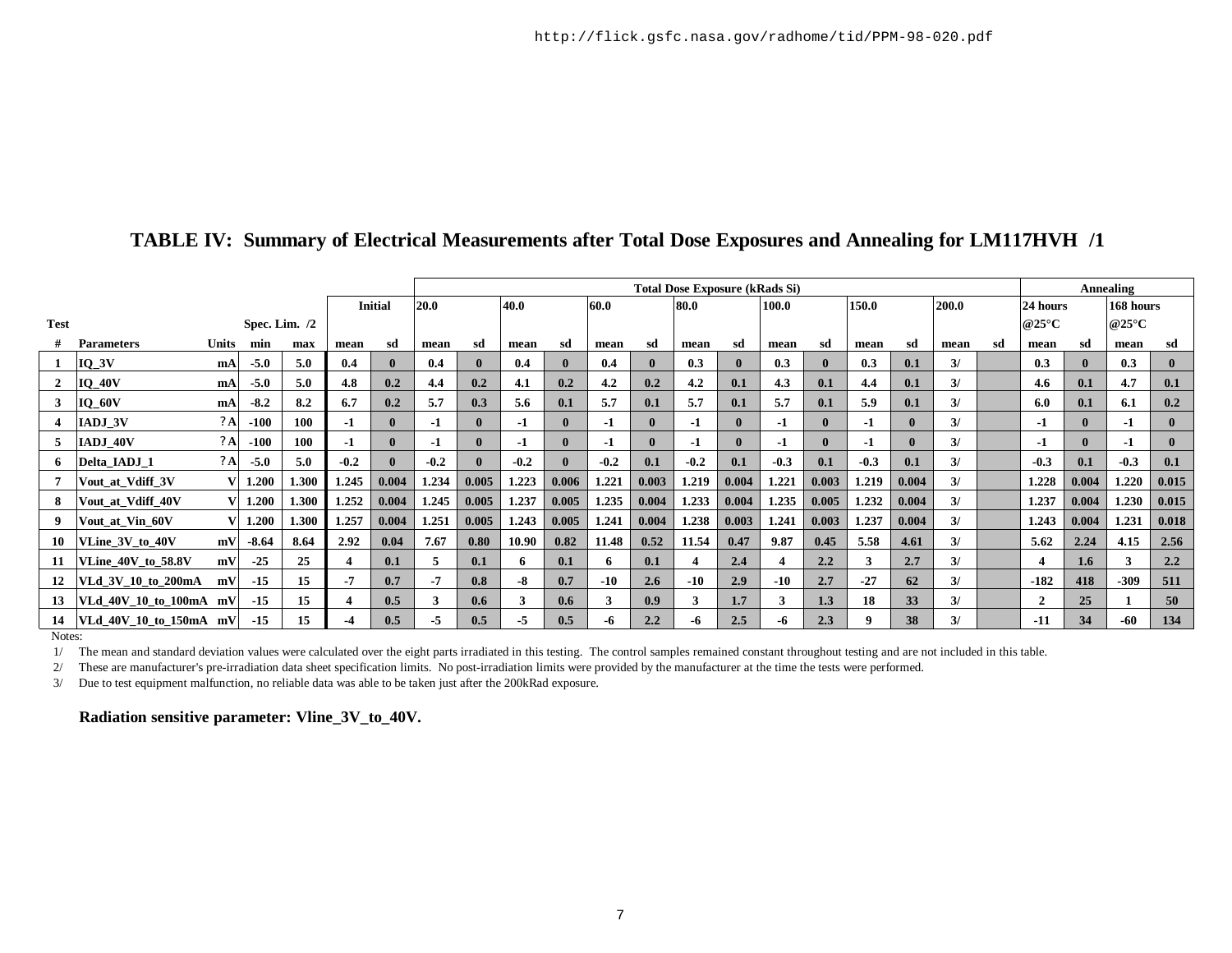http://flick.gsfc.nasa.gov/radhome/tid/PPM-98-020.pdf

# TABLE IV: Summary of Electrical Measurements after Total Dose Exposures and Annealing for LM117HVH /1

| | | | | | | | Total Dose Exposure (kRads Si) | | | | | | | | | | | | | | | | Annealing | | | |
|---|---|---|---|---|---|---|---|---|---|---|---|---|---|---|---|---|---|---|---|---|---|---|---|---|---|---|
| | | | | | Initial | | 20.0 | | 40.0 | | 60.0 | | 80.0 | | 100.0 | | 150.0 | | 200.0 | | 24 hours @25°C | | 168 hours @25°C | | | |
| Test # | Parameters | Units | Spec. Lim. /2 min | max | mean | sd | mean | sd | mean | sd | mean | sd | mean | sd | mean | sd | mean | sd | mean | sd | mean | sd | mean | sd | | |
| 1 | IQ_3V | mA | -5.0 | 5.0 | 0.4 | 0 | 0.4 | 0 | 0.4 | 0 | 0.4 | 0 | 0.3 | 0 | 0.3 | 0 | 0.3 | 0.1 | 3/ | | 0.3 | 0 | 0.3 | 0 | | |
| 2 | IQ_40V | mA | -5.0 | 5.0 | 4.8 | 0.2 | 4.4 | 0.2 | 4.1 | 0.2 | 4.2 | 0.2 | 4.2 | 0.1 | 4.3 | 0.1 | 4.4 | 0.1 | 3/ | | 4.6 | 0.1 | 4.7 | 0.1 | | |
| 3 | IQ_60V | mA | -8.2 | 8.2 | 6.7 | 0.2 | 5.7 | 0.3 | 5.6 | 0.1 | 5.7 | 0.1 | 5.7 | 0.1 | 5.7 | 0.1 | 5.9 | 0.1 | 3/ | | 6.0 | 0.1 | 6.1 | 0.2 | | |
| 4 | IADJ_3V | ?A | -100 | 100 | -1 | 0 | -1 | 0 | -1 | 0 | -1 | 0 | -1 | 0 | -1 | 0 | -1 | 0 | 3/ | | -1 | 0 | -1 | 0 | | |
| 5 | IADJ_40V | ?A | -100 | 100 | -1 | 0 | -1 | 0 | -1 | 0 | -1 | 0 | -1 | 0 | -1 | 0 | -1 | 0 | 3/ | | -1 | 0 | -1 | 0 | | |
| 6 | Delta_IADJ_1 | ?A | -5.0 | 5.0 | -0.2 | 0 | -0.2 | 0 | -0.2 | 0 | -0.2 | 0.1 | -0.2 | 0.1 | -0.3 | 0.1 | -0.3 | 0.1 | 3/ | | -0.3 | 0.1 | -0.3 | 0.1 | | |
| 7 | Vout_at_Vdiff_3V | V | 1.200 | 1.300 | 1.245 | 0.004 | 1.234 | 0.005 | 1.223 | 0.006 | 1.221 | 0.003 | 1.219 | 0.004 | 1.221 | 0.003 | 1.219 | 0.004 | 3/ | | 1.228 | 0.004 | 1.220 | 0.015 | | |
| 8 | Vout_at_Vdiff_40V | V | 1.200 | 1.300 | 1.252 | 0.004 | 1.245 | 0.005 | 1.237 | 0.005 | 1.235 | 0.004 | 1.233 | 0.004 | 1.235 | 0.005 | 1.232 | 0.004 | 3/ | | 1.237 | 0.004 | 1.230 | 0.015 | | |
| 9 | Vout_at_Vin_60V | V | 1.200 | 1.300 | 1.257 | 0.004 | 1.251 | 0.005 | 1.243 | 0.005 | 1.241 | 0.004 | 1.238 | 0.003 | 1.241 | 0.003 | 1.237 | 0.004 | 3/ | | 1.243 | 0.004 | 1.231 | 0.018 | | |
| 10 | VLine_3V_to_40V | mV | -8.64 | 8.64 | 2.92 | 0.04 | 7.67 | 0.80 | 10.90 | 0.82 | 11.48 | 0.52 | 11.54 | 0.47 | 9.87 | 0.45 | 5.58 | 4.61 | 3/ | | 5.62 | 2.24 | 4.15 | 2.56 | | |
| 11 | VLine_40V_to_58.8V | mV | -25 | 25 | 4 | 0.1 | 5 | 0.1 | 6 | 0.1 | 6 | 0.1 | 4 | 2.4 | 4 | 2.2 | 3 | 2.7 | 3/ | | 4 | 1.6 | 3 | 2.2 | | |
| 12 | VLd_3V_10_to_200mA | mV | -15 | 15 | -7 | 0.7 | -7 | 0.8 | -8 | 0.7 | -10 | 2.6 | -10 | 2.9 | -10 | 2.7 | -27 | 62 | 3/ | | -182 | 418 | -309 | 511 | | |
| 13 | VLd_40V_10_to_100mA | mV | -15 | 15 | 4 | 0.5 | 3 | 0.6 | 3 | 0.6 | 3 | 0.9 | 3 | 1.7 | 3 | 1.3 | 18 | 33 | 3/ | | 2 | 25 | 1 | 50 | | |
| 14 | VLd_40V_10_to_150mA | mV | -15 | 15 | -4 | 0.5 | -5 | 0.5 | -5 | 0.5 | -6 | 2.2 | -6 | 2.5 | -6 | 2.3 | 9 | 38 | 3/ | | -11 | 34 | -60 | 134 | | |

Notes:

1/ The mean and standard deviation values were calculated over the eight parts irradiated in this testing. The control samples remained constant throughout testing and are not included in this table.

2/ These are manufacturer's pre-irradiation data sheet specification limits. No post-irradiation limits were provided by the manufacturer at the time the tests were performed.

3/ Due to test equipment malfunction, no reliable data was able to be taken just after the 200kRad exposure.

**Radiation sensitive parameter: Vline_3V_to_40V.**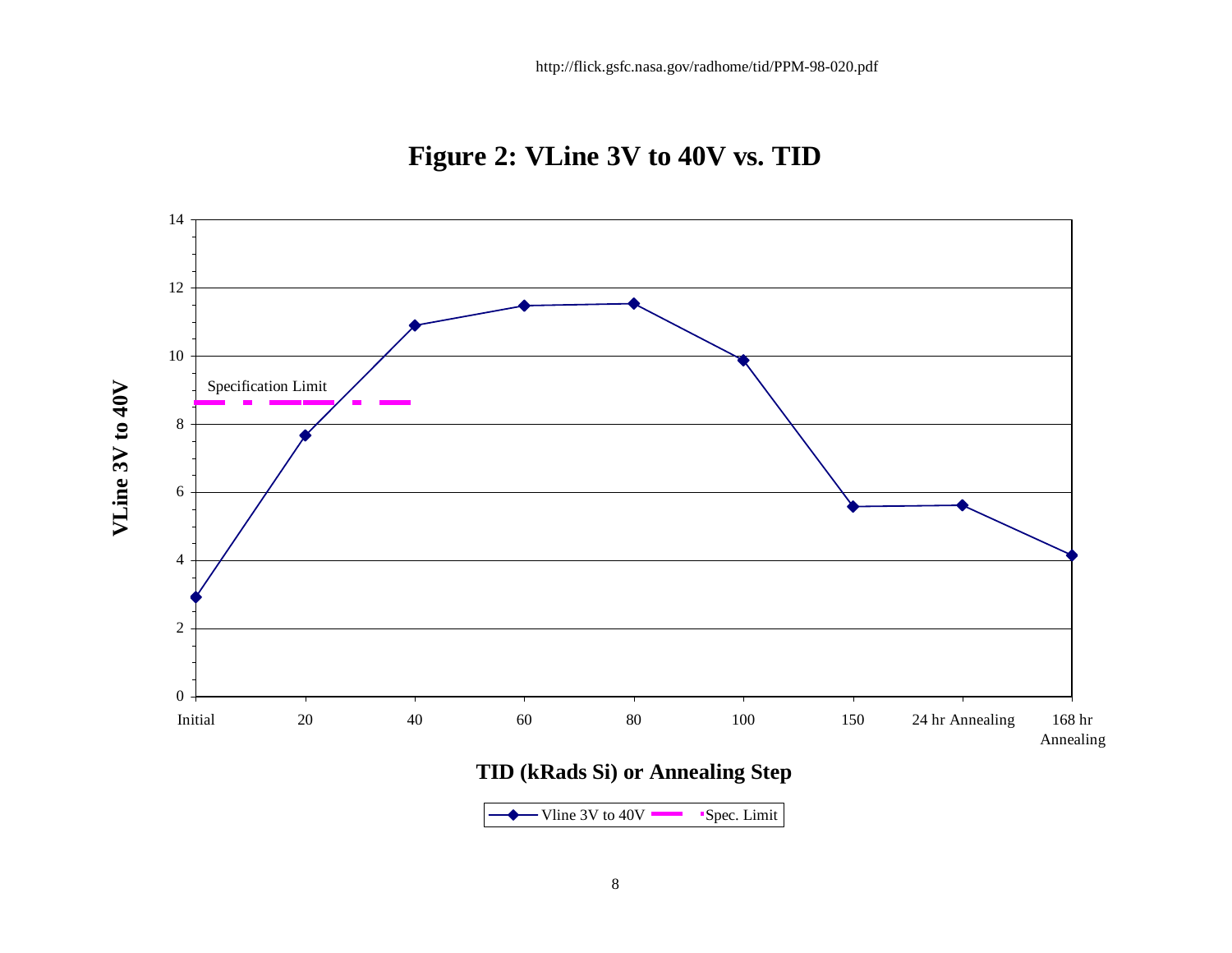http://flick.gsfc.nasa.gov/radhome/tid/PPM-98-020.pdf

# Figure 2: VLine 3V to 40V vs. TID

VLine 3V to 40V

14
12
10
8
6
4
2
0

Specification Limit

Initial
20
40
60
80
100
150
24 hr Annealing
168 hr Annealing

**TID (kRads Si) or Annealing Step**

Vline 3V to 40V
Spec. Limit